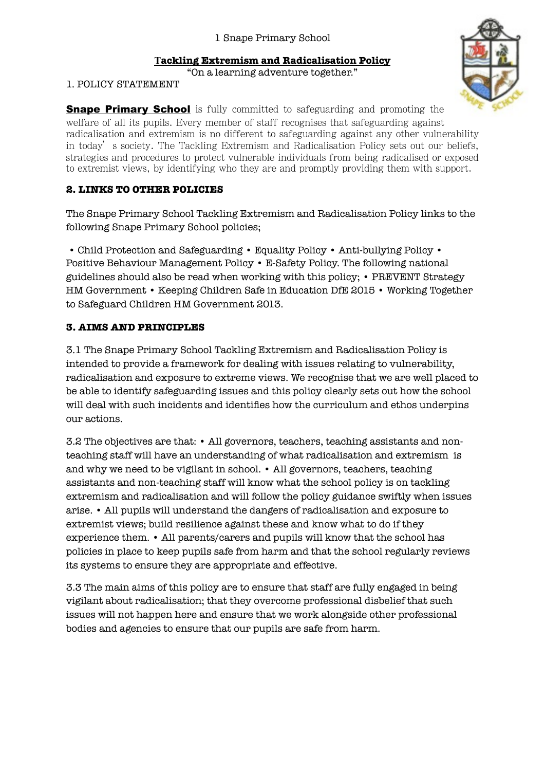1 Snape Primary School

# Tackling Extremism and Radicalisation Policy

"On a learning adventure together."

## 1. POLICY STATEMENT

**Snape Primary School** is fully committed to safeguarding and promoting the welfare of all its pupils. Every member of staff recognises that safeguarding against radicalisation and extremism is no different to safeguarding against any other vulnerability in today's society. The Tackling Extremism and Radicalisation Policy sets out our beliefs, strategies and procedures to protect vulnerable individuals from being radicalised or exposed to extremist views, by identifying who they are and promptly providing them with support.

## 2. LINKS TO OTHER POLICIES

The Snape Primary School Tackling Extremism and Radicalisation Policy links to the following Snape Primary School policies;

• Child Protection and Safeguarding • Equality Policy • Anti-bullying Policy • Positive Behaviour Management Policy • E-Safety Policy. The following national guidelines should also be read when working with this policy; • PREVENT Strategy HM Government • Keeping Children Safe in Education DfE 2015 • Working Together to Safeguard Children HM Government 2013.

## 3. AIMS AND PRINCIPLES

3.1 The Snape Primary School Tackling Extremism and Radicalisation Policy is intended to provide a framework for dealing with issues relating to vulnerability, radicalisation and exposure to extreme views. We recognise that we are well placed to be able to identify safeguarding issues and this policy clearly sets out how the school will deal with such incidents and identifies how the curriculum and ethos underpins our actions.

3.2 The objectives are that: • All governors, teachers, teaching assistants and non-teaching staff will have an understanding of what radicalisation and extremism is and why we need to be vigilant in school. • All governors, teachers, teaching assistants and non-teaching staff will know what the school policy is on tackling extremism and radicalisation and will follow the policy guidance swiftly when issues arise. • All pupils will understand the dangers of radicalisation and exposure to extremist views; build resilience against these and know what to do if they experience them. • All parents/carers and pupils will know that the school has policies in place to keep pupils safe from harm and that the school regularly reviews its systems to ensure they are appropriate and effective.

3.3 The main aims of this policy are to ensure that staff are fully engaged in being vigilant about radicalisation; that they overcome professional disbelief that such issues will not happen here and ensure that we work alongside other professional bodies and agencies to ensure that our pupils are safe from harm.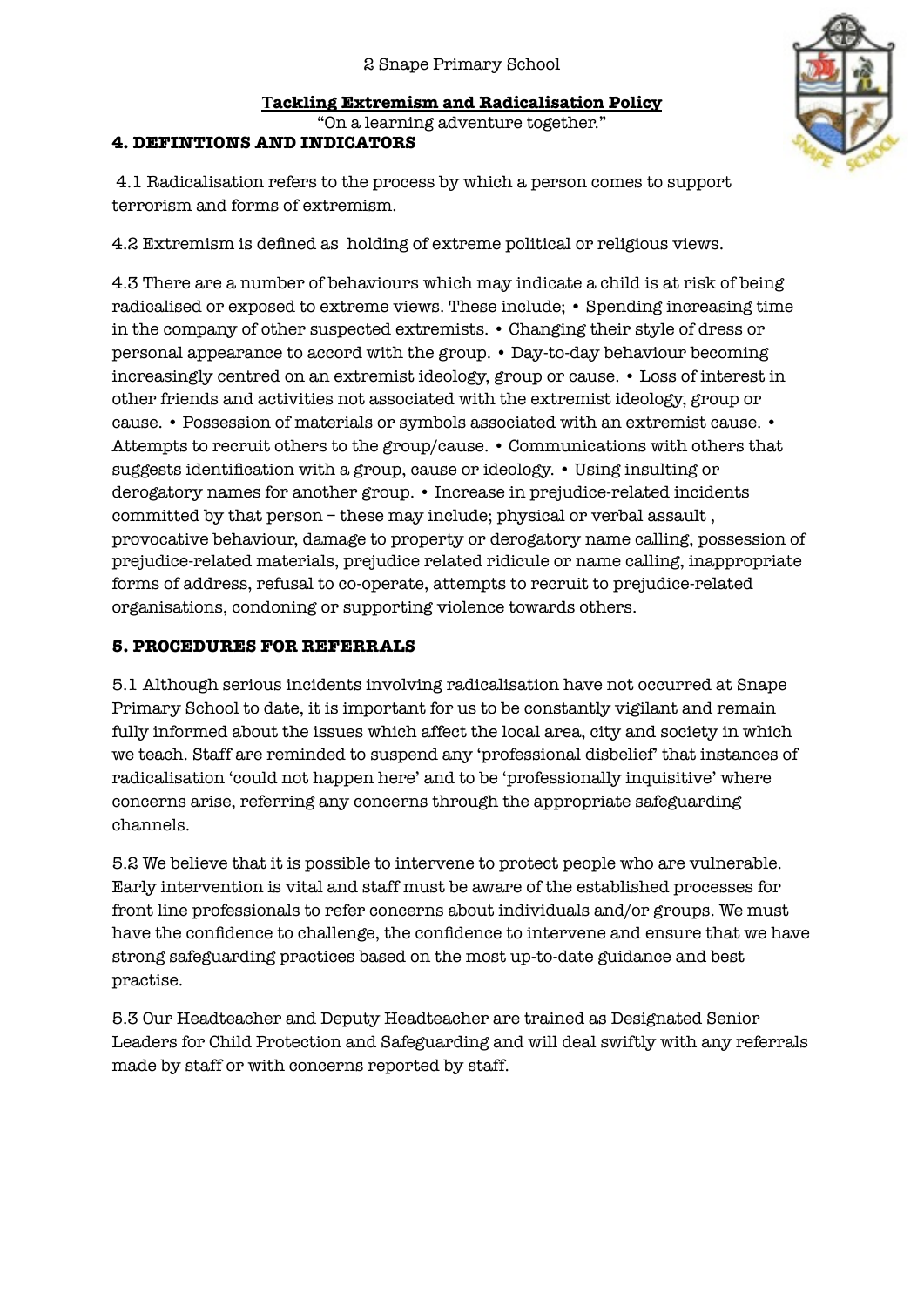## 4. DEFINTIONS AND INDICATORS

4.1 Radicalisation refers to the process by which a person comes to support terrorism and forms of extremism.

4.2 Extremism is defined as holding of extreme political or religious views.

4.3 There are a number of behaviours which may indicate a child is at risk of being radicalised or exposed to extreme views. These include; • Spending increasing time in the company of other suspected extremists. • Changing their style of dress or personal appearance to accord with the group. • Day-to-day behaviour becoming increasingly centred on an extremist ideology, group or cause. • Loss of interest in other friends and activities not associated with the extremist ideology, group or cause. • Possession of materials or symbols associated with an extremist cause. • Attempts to recruit others to the group/cause. • Communications with others that suggests identification with a group, cause or ideology. • Using insulting or derogatory names for another group. • Increase in prejudice-related incidents committed by that person – these may include; physical or verbal assault , provocative behaviour, damage to property or derogatory name calling, possession of prejudice-related materials, prejudice related ridicule or name calling, inappropriate forms of address, refusal to co-operate, attempts to recruit to prejudice-related organisations, condoning or supporting violence towards others.

## 5. PROCEDURES FOR REFERRALS

5.1 Although serious incidents involving radicalisation have not occurred at Snape Primary School to date, it is important for us to be constantly vigilant and remain fully informed about the issues which affect the local area, city and society in which we teach. Staff are reminded to suspend any 'professional disbelief' that instances of radicalisation 'could not happen here' and to be 'professionally inquisitive' where concerns arise, referring any concerns through the appropriate safeguarding channels.

5.2 We believe that it is possible to intervene to protect people who are vulnerable. Early intervention is vital and staff must be aware of the established processes for front line professionals to refer concerns about individuals and/or groups. We must have the confidence to challenge, the confidence to intervene and ensure that we have strong safeguarding practices based on the most up-to-date guidance and best practise.

5.3 Our Headteacher and Deputy Headteacher are trained as Designated Senior Leaders for Child Protection and Safeguarding and will deal swiftly with any referrals made by staff or with concerns reported by staff.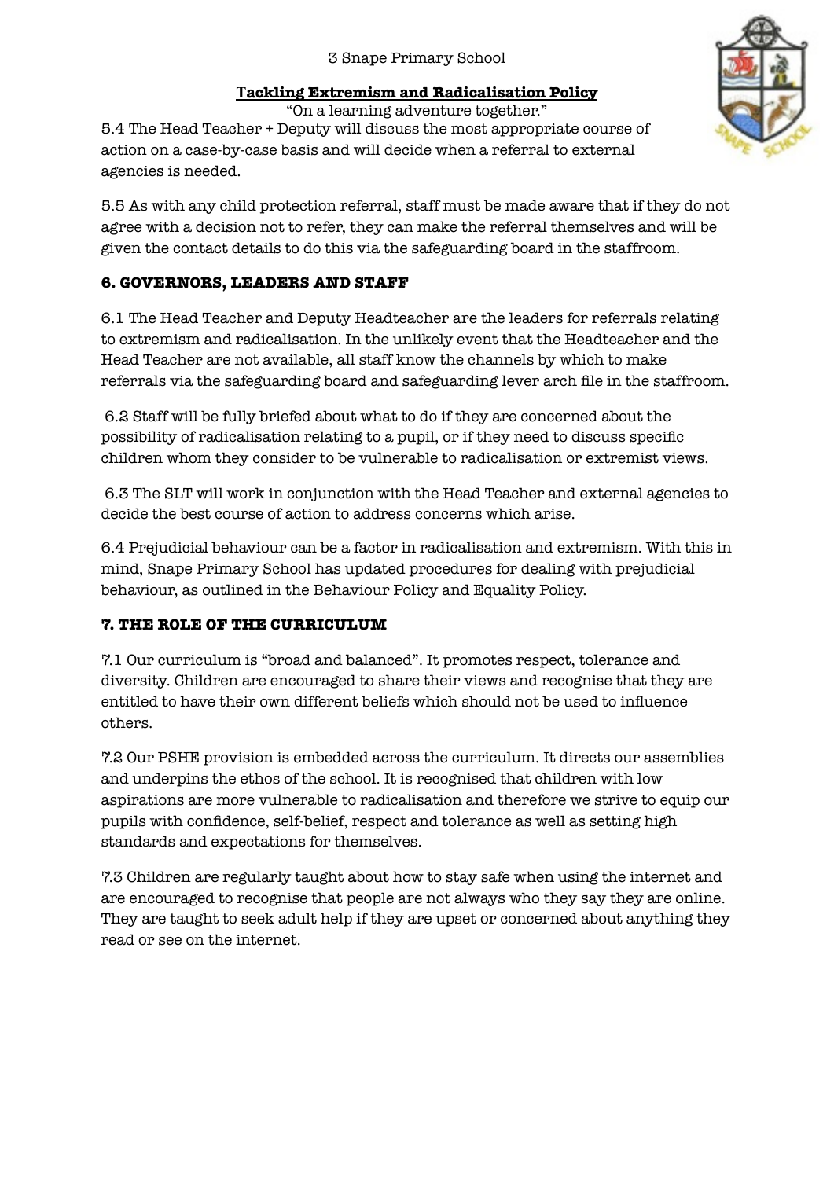5.4 The Head Teacher + Deputy will discuss the most appropriate course of action on a case-by-case basis and will decide when a referral to external agencies is needed.

5.5 As with any child protection referral, staff must be made aware that if they do not agree with a decision not to refer, they can make the referral themselves and will be given the contact details to do this via the safeguarding board in the staffroom.

## 6. GOVERNORS, LEADERS AND STAFF

6.1 The Head Teacher and Deputy Headteacher are the leaders for referrals relating to extremism and radicalisation. In the unlikely event that the Headteacher and the Head Teacher are not available, all staff know the channels by which to make referrals via the safeguarding board and safeguarding lever arch file in the staffroom.

6.2 Staff will be fully briefed about what to do if they are concerned about the possibility of radicalisation relating to a pupil, or if they need to discuss specific children whom they consider to be vulnerable to radicalisation or extremist views.

6.3 The SLT will work in conjunction with the Head Teacher and external agencies to decide the best course of action to address concerns which arise.

6.4 Prejudicial behaviour can be a factor in radicalisation and extremism. With this in mind, Snape Primary School has updated procedures for dealing with prejudicial behaviour, as outlined in the Behaviour Policy and Equality Policy.

## 7. THE ROLE OF THE CURRICULUM

7.1 Our curriculum is "broad and balanced". It promotes respect, tolerance and diversity. Children are encouraged to share their views and recognise that they are entitled to have their own different beliefs which should not be used to influence others.

7.2 Our PSHE provision is embedded across the curriculum. It directs our assemblies and underpins the ethos of the school. It is recognised that children with low aspirations are more vulnerable to radicalisation and therefore we strive to equip our pupils with confidence, self-belief, respect and tolerance as well as setting high standards and expectations for themselves.

7.3 Children are regularly taught about how to stay safe when using the internet and are encouraged to recognise that people are not always who they say they are online. They are taught to seek adult help if they are upset or concerned about anything they read or see on the internet.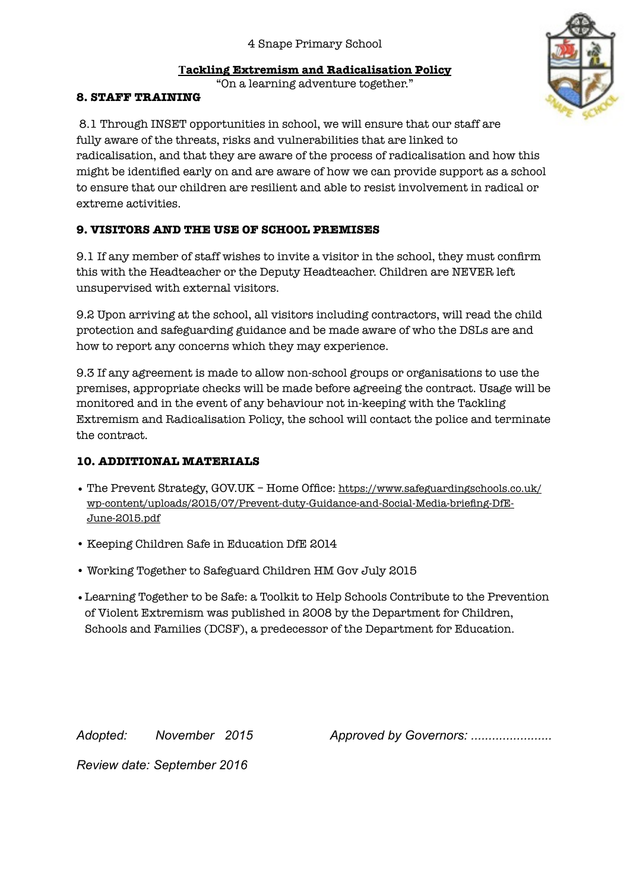## 8. STAFF TRAINING

8.1 Through INSET opportunities in school, we will ensure that our staff are fully aware of the threats, risks and vulnerabilities that are linked to radicalisation, and that they are aware of the process of radicalisation and how this might be identified early on and are aware of how we can provide support as a school to ensure that our children are resilient and able to resist involvement in radical or extreme activities.

## 9. VISITORS AND THE USE OF SCHOOL PREMISES

9.1 If any member of staff wishes to invite a visitor in the school, they must confirm this with the Headteacher or the Deputy Headteacher. Children are NEVER left unsupervised with external visitors.

9.2 Upon arriving at the school, all visitors including contractors, will read the child protection and safeguarding guidance and be made aware of who the DSLs are and how to report any concerns which they may experience.

9.3 If any agreement is made to allow non-school groups or organisations to use the premises, appropriate checks will be made before agreeing the contract. Usage will be monitored and in the event of any behaviour not in-keeping with the Tackling Extremism and Radicalisation Policy, the school will contact the police and terminate the contract.

## 10. ADDITIONAL MATERIALS

- The Prevent Strategy, GOV.UK – Home Office: https://www.safeguardingschools.co.uk/wp-content/uploads/2015/07/Prevent-duty-Guidance-and-Social-Media-briefing-DfE-June-2015.pdf
- Keeping Children Safe in Education DfE 2014
- Working Together to Safeguard Children HM Gov July 2015
- Learning Together to be Safe: a Toolkit to Help Schools Contribute to the Prevention of Violent Extremism was published in 2008 by the Department for Children, Schools and Families (DCSF), a predecessor of the Department for Education.

*Adopted: November 2015* *Approved by Governors: .......................*

*Review date: September 2016*